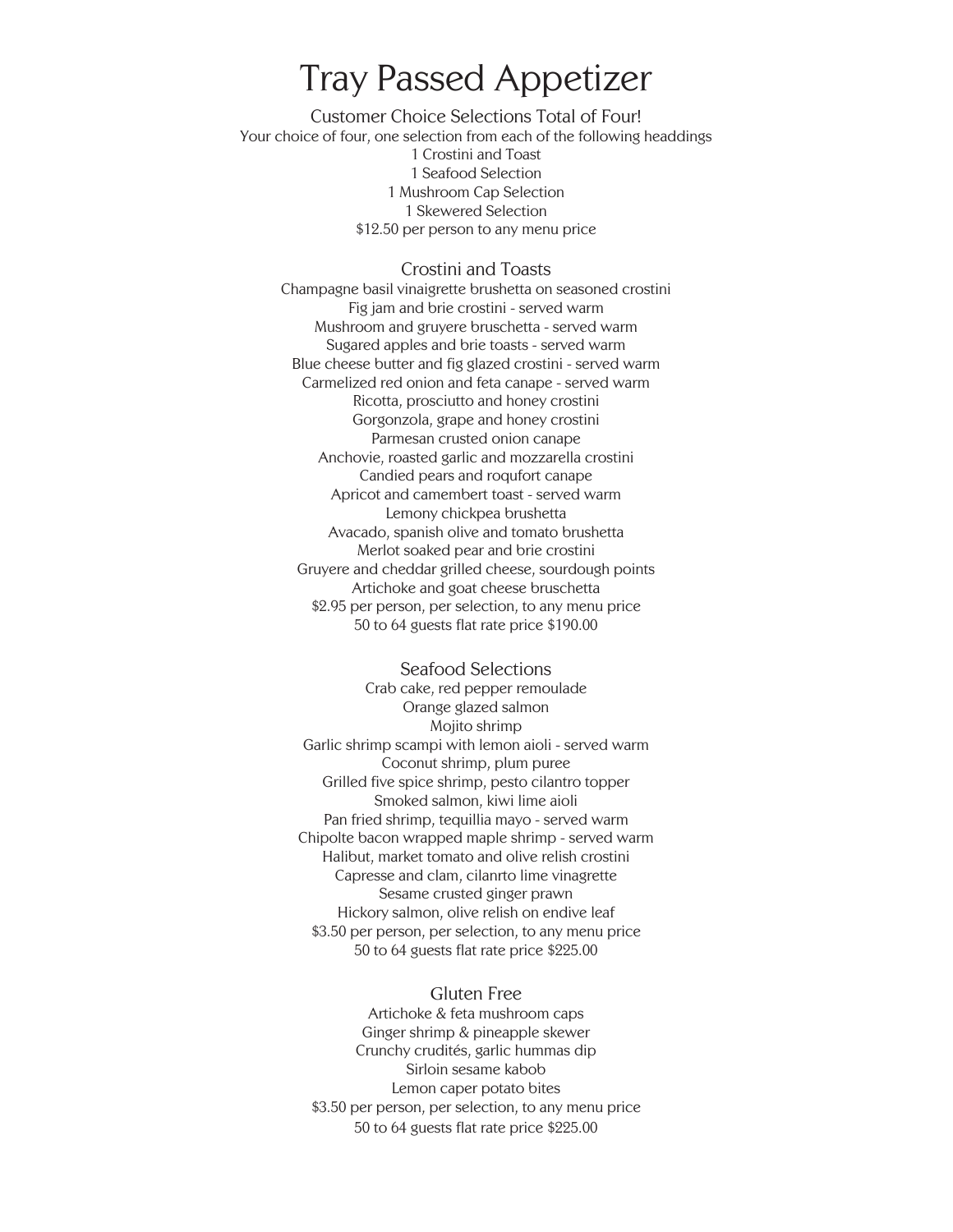# Tray Passed Appetizer

### Customer Choice Selections Total of Four!

Your choice of four, one selection from each of the following headdings
1 Crostini and Toast
1 Seafood Selection
1 Mushroom Cap Selection
1 Skewered Selection
$12.50 per person to any menu price

## Crostini and Toasts

Champagne basil vinaigrette brushetta on seasoned crostini
Fig jam and brie crostini - served warm
Mushroom and gruyere bruschetta - served warm
Sugared apples and brie toasts - served warm
Blue cheese butter and fig glazed crostini - served warm
Carmelized red onion and feta canape - served warm
Ricotta, prosciutto and honey crostini
Gorgonzola, grape and honey crostini
Parmesan crusted onion canape
Anchovie, roasted garlic and mozzarella crostini
Candied pears and roqufort canape
Apricot and camembert toast - served warm
Lemony chickpea brushetta
Avacado, spanish olive and tomato brushetta
Merlot soaked pear and brie crostini
Gruyere and cheddar grilled cheese, sourdough points
Artichoke and goat cheese bruschetta
$2.95 per person, per selection, to any menu price
50 to 64 guests flat rate price $190.00

## Seafood Selections

Crab cake, red pepper remoulade
Orange glazed salmon
Mojito shrimp
Garlic shrimp scampi with lemon aioli - served warm
Coconut shrimp, plum puree
Grilled five spice shrimp, pesto cilantro topper
Smoked salmon, kiwi lime aioli
Pan fried shrimp, tequillia mayo - served warm
Chipolte bacon wrapped maple shrimp - served warm
Halibut, market tomato and olive relish crostini
Capresse and clam, cilanrto lime vinagrette
Sesame crusted ginger prawn
Hickory salmon, olive relish on endive leaf
$3.50 per person, per selection, to any menu price
50 to 64 guests flat rate price $225.00

## Gluten Free

Artichoke & feta mushroom caps
Ginger shrimp & pineapple skewer
Crunchy crudités, garlic hummas dip
Sirloin sesame kabob
Lemon caper potato bites
$3.50 per person, per selection, to any menu price
50 to 64 guests flat rate price $225.00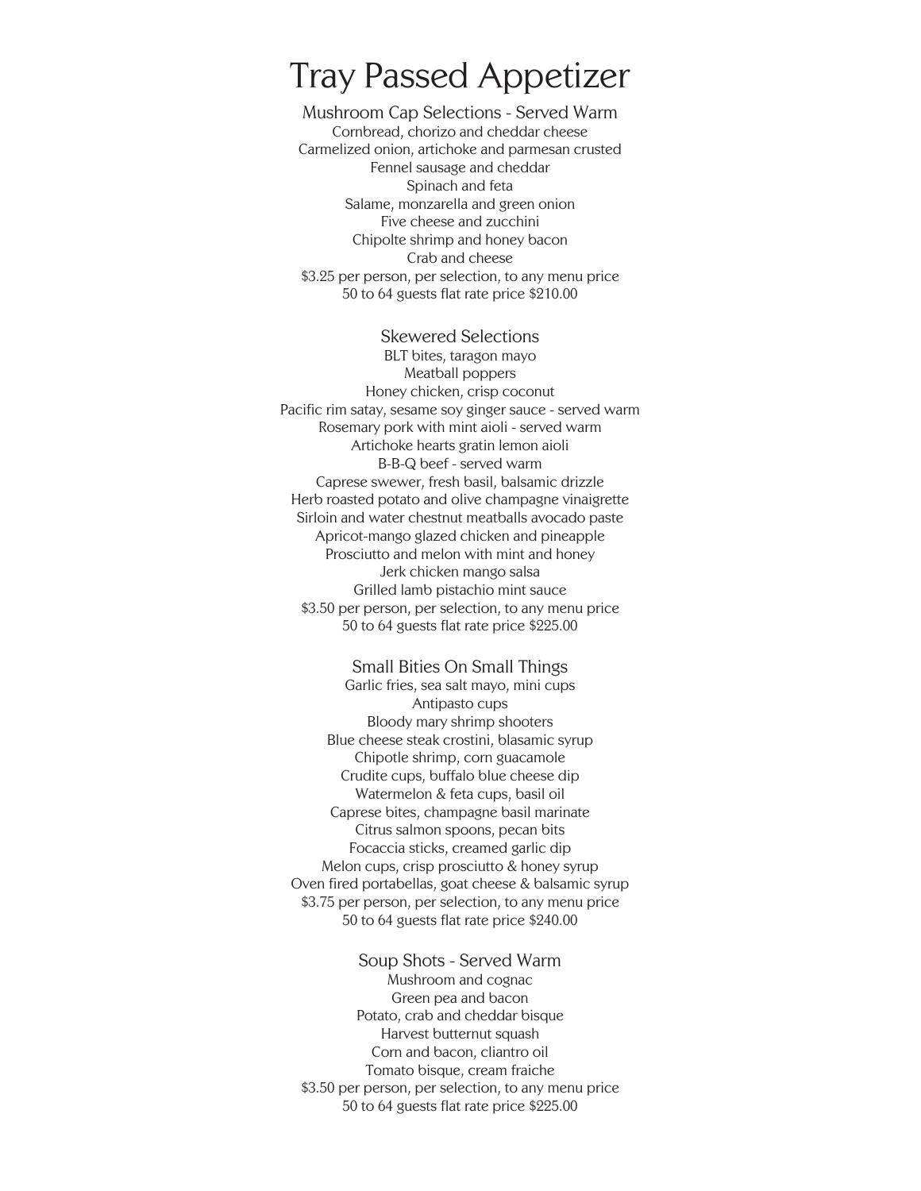# Tray Passed Appetizer

## Mushroom Cap Selections - Served Warm

Cornbread, chorizo and cheddar cheese
Carmelized onion, artichoke and parmesan crusted
Fennel sausage and cheddar
Spinach and feta
Salame, monzarella and green onion
Five cheese and zucchini
Chipolte shrimp and honey bacon
Crab and cheese
$3.25 per person, per selection, to any menu price
50 to 64 guests flat rate price $210.00

## Skewered Selections

BLT bites, taragon mayo
Meatball poppers
Honey chicken, crisp coconut
Pacific rim satay, sesame soy ginger sauce - served warm
Rosemary pork with mint aioli - served warm
Artichoke hearts gratin lemon aioli
B-B-Q beef - served warm
Caprese swewer, fresh basil, balsamic drizzle
Herb roasted potato and olive champagne vinaigrette
Sirloin and water chestnut meatballs avocado paste
Apricot-mango glazed chicken and pineapple
Prosciutto and melon with mint and honey
Jerk chicken mango salsa
Grilled lamb pistachio mint sauce
$3.50 per person, per selection, to any menu price
50 to 64 guests flat rate price $225.00

## Small Bities On Small Things

Garlic fries, sea salt mayo, mini cups
Antipasto cups
Bloody mary shrimp shooters
Blue cheese steak crostini, blasamic syrup
Chipotle shrimp, corn guacamole
Crudite cups, buffalo blue cheese dip
Watermelon & feta cups, basil oil
Caprese bites, champagne basil marinate
Citrus salmon spoons, pecan bits
Focaccia sticks, creamed garlic dip
Melon cups, crisp prosciutto & honey syrup
Oven fired portabellas, goat cheese & balsamic syrup
$3.75 per person, per selection, to any menu price
50 to 64 guests flat rate price $240.00

## Soup Shots - Served Warm

Mushroom and cognac
Green pea and bacon
Potato, crab and cheddar bisque
Harvest butternut squash
Corn and bacon, cliantro oil
Tomato bisque, cream fraiche
$3.50 per person, per selection, to any menu price
50 to 64 guests flat rate price $225.00